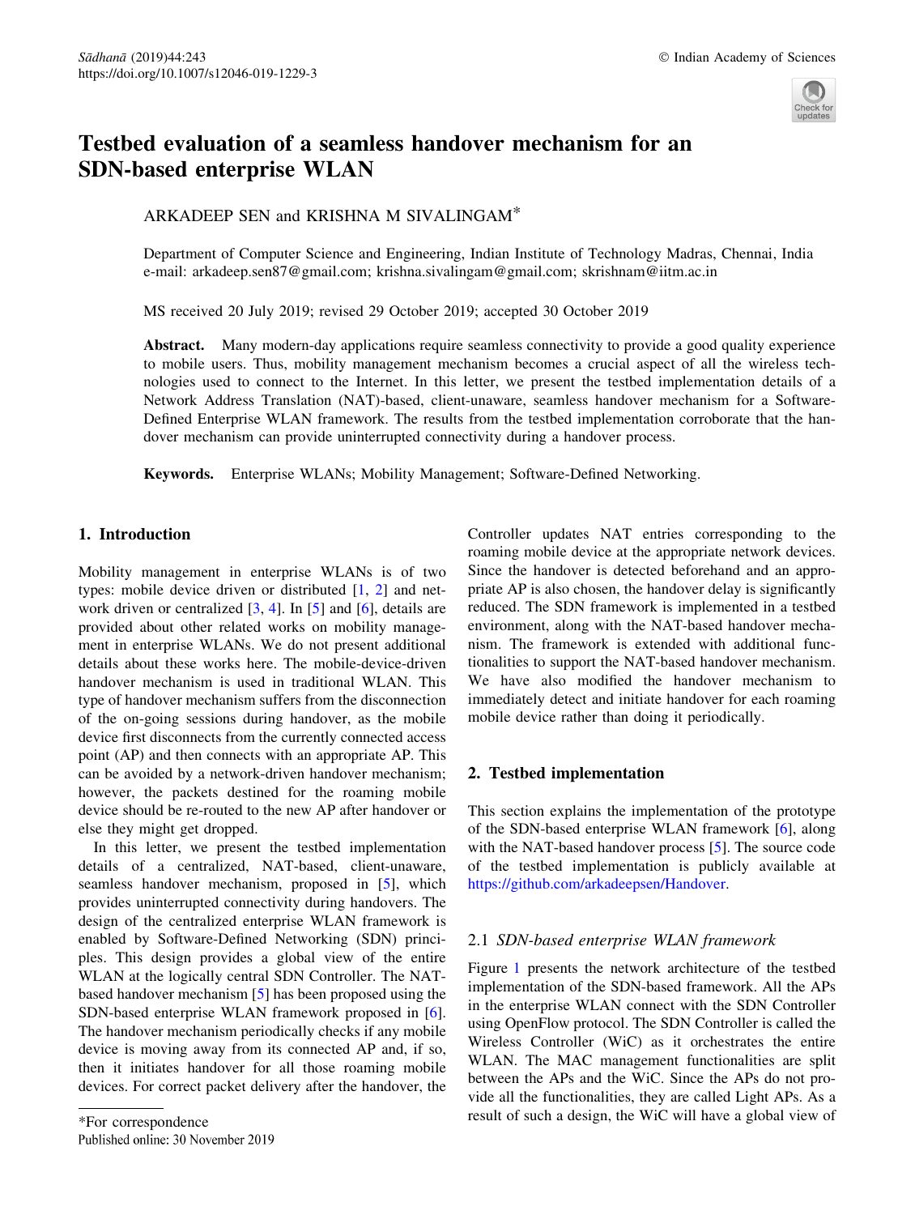# Testbed evaluation of a seamless handover mechanism for an SDN-based enterprise WLAN

ARKADEEP SEN and KRISHNA M SIVALINGAM*

Department of Computer Science and Engineering, Indian Institute of Technology Madras, Chennai, India
e-mail: arkadeep.sen87@gmail.com; krishna.sivalingam@gmail.com; skrishnam@iitm.ac.in

MS received 20 July 2019; revised 29 October 2019; accepted 30 October 2019

**Abstract.** Many modern-day applications require seamless connectivity to provide a good quality experience to mobile users. Thus, mobility management mechanism becomes a crucial aspect of all the wireless technologies used to connect to the Internet. In this letter, we present the testbed implementation details of a Network Address Translation (NAT)-based, client-unaware, seamless handover mechanism for a Software-Defined Enterprise WLAN framework. The results from the testbed implementation corroborate that the handover mechanism can provide uninterrupted connectivity during a handover process.

**Keywords.** Enterprise WLANs; Mobility Management; Software-Defined Networking.

## 1. Introduction

Mobility management in enterprise WLANs is of two types: mobile device driven or distributed [1, 2] and network driven or centralized [3, 4]. In [5] and [6], details are provided about other related works on mobility management in enterprise WLANs. We do not present additional details about these works here. The mobile-device-driven handover mechanism is used in traditional WLAN. This type of handover mechanism suffers from the disconnection of the on-going sessions during handover, as the mobile device first disconnects from the currently connected access point (AP) and then connects with an appropriate AP. This can be avoided by a network-driven handover mechanism; however, the packets destined for the roaming mobile device should be re-routed to the new AP after handover or else they might get dropped.

In this letter, we present the testbed implementation details of a centralized, NAT-based, client-unaware, seamless handover mechanism, proposed in [5], which provides uninterrupted connectivity during handovers. The design of the centralized enterprise WLAN framework is enabled by Software-Defined Networking (SDN) principles. This design provides a global view of the entire WLAN at the logically central SDN Controller. The NAT-based handover mechanism [5] has been proposed using the SDN-based enterprise WLAN framework proposed in [6]. The handover mechanism periodically checks if any mobile device is moving away from its connected AP and, if so, then it initiates handover for all those roaming mobile devices. For correct packet delivery after the handover, the Controller updates NAT entries corresponding to the roaming mobile device at the appropriate network devices. Since the handover is detected beforehand and an appropriate AP is also chosen, the handover delay is significantly reduced. The SDN framework is implemented in a testbed environment, along with the NAT-based handover mechanism. The framework is extended with additional functionalities to support the NAT-based handover mechanism. We have also modified the handover mechanism to immediately detect and initiate handover for each roaming mobile device rather than doing it periodically.

*For correspondence

Published online: 30 November 2019

## 2. Testbed implementation

This section explains the implementation of the prototype of the SDN-based enterprise WLAN framework [6], along with the NAT-based handover process [5]. The source code of the testbed implementation is publicly available at https://github.com/arkadeepsen/Handover.

### 2.1 *SDN-based enterprise WLAN framework*

Figure 1 presents the network architecture of the testbed implementation of the SDN-based framework. All the APs in the enterprise WLAN connect with the SDN Controller using OpenFlow protocol. The SDN Controller is called the Wireless Controller (WiC) as it orchestrates the entire WLAN. The MAC management functionalities are split between the APs and the WiC. Since the APs do not provide all the functionalities, they are called Light APs. As a result of such a design, the WiC will have a global view of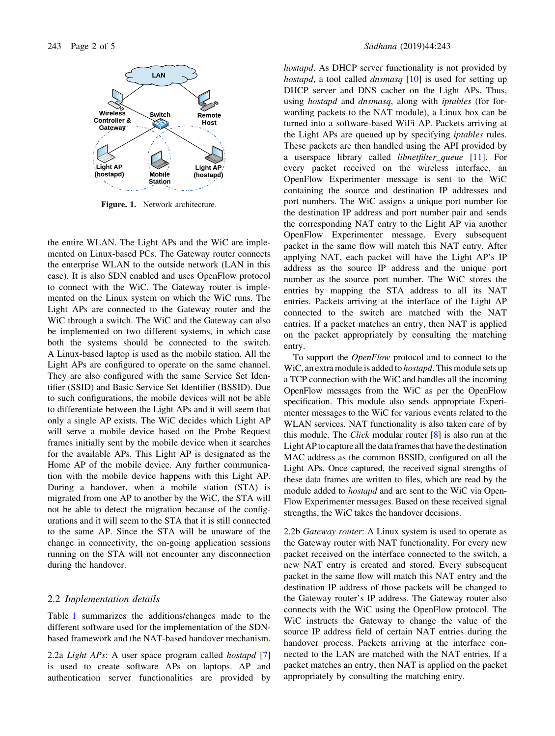Figure. 1. Network architecture.

the entire WLAN. The Light APs and the WiC are implemented on Linux-based PCs. The Gateway router connects the enterprise WLAN to the outside network (LAN in this case). It is also SDN enabled and uses OpenFlow protocol to connect with the WiC. The Gateway router is implemented on the Linux system on which the WiC runs. The Light APs are connected to the Gateway router and the WiC through a switch. The WiC and the Gateway can also be implemented on two different systems, in which case both the systems should be connected to the switch. A Linux-based laptop is used as the mobile station. All the Light APs are configured to operate on the same channel. They are also configured with the same Service Set Identifier (SSID) and Basic Service Set Identifier (BSSID). Due to such configurations, the mobile devices will not be able to differentiate between the Light APs and it will seem that only a single AP exists. The WiC decides which Light AP will serve a mobile device based on the Probe Request frames initially sent by the mobile device when it searches for the available APs. This Light AP is designated as the Home AP of the mobile device. Any further communication with the mobile device happens with this Light AP. During a handover, when a mobile station (STA) is migrated from one AP to another by the WiC, the STA will not be able to detect the migration because of the configurations and it will seem to the STA that it is still connected to the same AP. Since the STA will be unaware of the change in connectivity, the on-going application sessions running on the STA will not encounter any disconnection during the handover.

## 2.2 *Implementation details*

Table 1 summarizes the additions/changes made to the different software used for the implementation of the SDN-based framework and the NAT-based handover mechanism.

2.2a *Light APs*: A user space program called *hostapd* [7] is used to create software APs on laptops. AP and authentication server functionalities are provided by *hostapd*. As DHCP server functionality is not provided by *hostapd*, a tool called *dnsmasq* [10] is used for setting up DHCP server and DNS cacher on the Light APs. Thus, using *hostapd* and *dnsmasq*, along with *iptables* (for forwarding packets to the NAT module), a Linux box can be turned into a software-based WiFi AP. Packets arriving at the Light APs are queued up by specifying *iptables* rules. These packets are then handled using the API provided by a userspace library called *libnetfilter_queue* [11]. For every packet received on the wireless interface, an OpenFlow Experimenter message is sent to the WiC containing the source and destination IP addresses and port numbers. The WiC assigns a unique port number for the destination IP address and port number pair and sends the corresponding NAT entry to the Light AP via another OpenFlow Experimenter message. Every subsequent packet in the same flow will match this NAT entry. After applying NAT, each packet will have the Light AP's IP address as the source IP address and the unique port number as the source port number. The WiC stores the entries by mapping the STA address to all its NAT entries. Packets arriving at the interface of the Light AP connected to the switch are matched with the NAT entries. If a packet matches an entry, then NAT is applied on the packet appropriately by consulting the matching entry.

To support the *OpenFlow* protocol and to connect to the WiC, an extra module is added to *hostapd*. This module sets up a TCP connection with the WiC and handles all the incoming OpenFlow messages from the WiC as per the OpenFlow specification. This module also sends appropriate Experimenter messages to the WiC for various events related to the WLAN services. NAT functionality is also taken care of by this module. The *Click* modular router [8] is also run at the Light AP to capture all the data frames that have the destination MAC address as the common BSSID, configured on all the Light APs. Once captured, the received signal strengths of these data frames are written to files, which are read by the module added to *hostapd* and are sent to the WiC via OpenFlow Experimenter messages. Based on these received signal strengths, the WiC takes the handover decisions.

2.2b *Gateway router*: A Linux system is used to operate as the Gateway router with NAT functionality. For every new packet received on the interface connected to the switch, a new NAT entry is created and stored. Every subsequent packet in the same flow will match this NAT entry and the destination IP address of those packets will be changed to the Gateway router's IP address. The Gateway router also connects with the WiC using the OpenFlow protocol. The WiC instructs the Gateway to change the value of the source IP address field of certain NAT entries during the handover process. Packets arriving at the interface connected to the LAN are matched with the NAT entries. If a packet matches an entry, then NAT is applied on the packet appropriately by consulting the matching entry.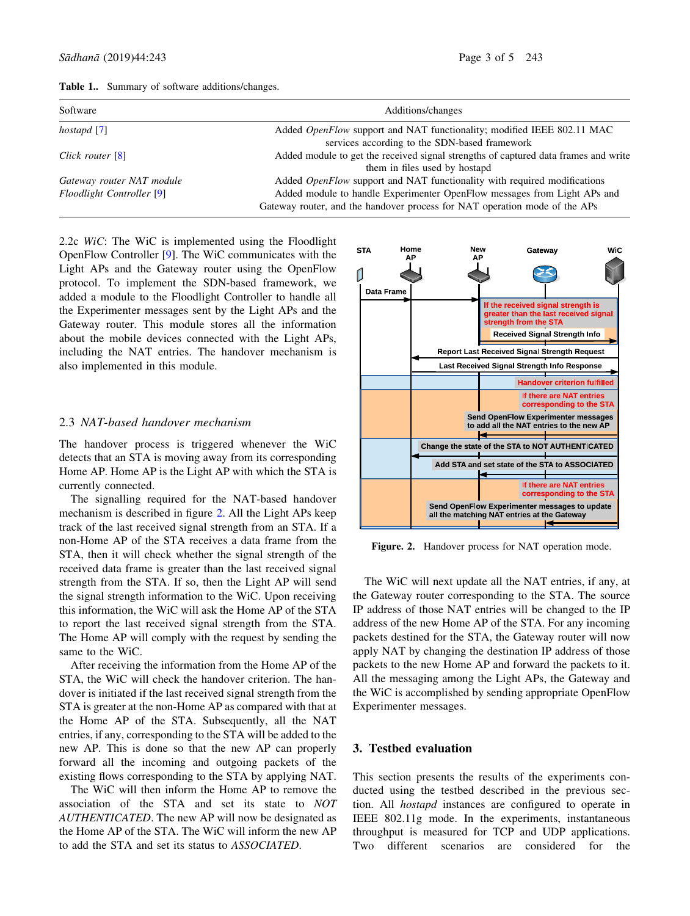**Table 1.** Summary of software additions/changes.

| Software | Additions/changes |
|---|---|
| *hostapd* [7] | Added *OpenFlow* support and NAT functionality; modified IEEE 802.11 MAC services according to the SDN-based framework |
| *Click router* [8] | Added module to get the received signal strengths of captured data frames and write them in files used by hostapd |
| *Gateway router NAT module* | Added *OpenFlow* support and NAT functionality with required modifications |
| *Floodlight Controller* [9] | Added module to handle Experimenter OpenFlow messages from Light APs and Gateway router, and the handover process for NAT operation mode of the APs |

2.2c *WiC*: The WiC is implemented using the Floodlight OpenFlow Controller [9]. The WiC communicates with the Light APs and the Gateway router using the OpenFlow protocol. To implement the SDN-based framework, we added a module to the Floodlight Controller to handle all the Experimenter messages sent by the Light APs and the Gateway router. This module stores all the information about the mobile devices connected with the Light APs, including the NAT entries. The handover mechanism is also implemented in this module.

## 2.3 *NAT-based handover mechanism*

The handover process is triggered whenever the WiC detects that an STA is moving away from its corresponding Home AP. Home AP is the Light AP with which the STA is currently connected.

The signalling required for the NAT-based handover mechanism is described in figure 2. All the Light APs keep track of the last received signal strength from an STA. If a non-Home AP of the STA receives a data frame from the STA, then it will check whether the signal strength of the received data frame is greater than the last received signal strength from the STA. If so, then the Light AP will send the signal strength information to the WiC. Upon receiving this information, the WiC will ask the Home AP of the STA to report the last received signal strength from the STA. The Home AP will comply with the request by sending the same to the WiC.

After receiving the information from the Home AP of the STA, the WiC will check the handover criterion. The handover is initiated if the last received signal strength from the STA is greater at the non-Home AP as compared with that at the Home AP of the STA. Subsequently, all the NAT entries, if any, corresponding to the STA will be added to the new AP. This is done so that the new AP can properly forward all the incoming and outgoing packets of the existing flows corresponding to the STA by applying NAT.

The WiC will then inform the Home AP to remove the association of the STA and set its state to *NOT AUTHENTICATED*. The new AP will now be designated as the Home AP of the STA. The WiC will inform the new AP to add the STA and set its status to *ASSOCIATED*.

**Figure. 2.** Handover process for NAT operation mode.

The WiC will next update all the NAT entries, if any, at the Gateway router corresponding to the STA. The source IP address of those NAT entries will be changed to the IP address of the new Home AP of the STA. For any incoming packets destined for the STA, the Gateway router will now apply NAT by changing the destination IP address of those packets to the new Home AP and forward the packets to it. All the messaging among the Light APs, the Gateway and the WiC is accomplished by sending appropriate OpenFlow Experimenter messages.

## 3. Testbed evaluation

This section presents the results of the experiments conducted using the testbed described in the previous section. All *hostapd* instances are configured to operate in IEEE 802.11g mode. In the experiments, instantaneous throughput is measured for TCP and UDP applications. Two different scenarios are considered for the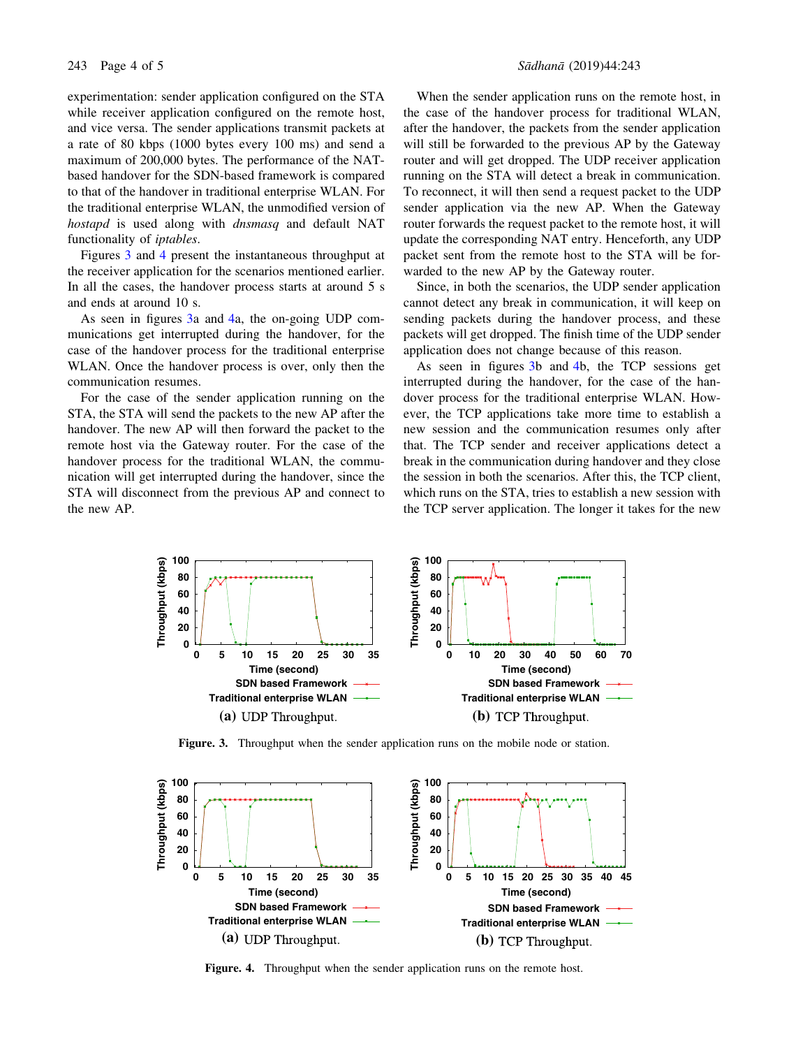experimentation: sender application configured on the STA while receiver application configured on the remote host, and vice versa. The sender applications transmit packets at a rate of 80 kbps (1000 bytes every 100 ms) and send a maximum of 200,000 bytes. The performance of the NAT-based handover for the SDN-based framework is compared to that of the handover in traditional enterprise WLAN. For the traditional enterprise WLAN, the unmodified version of *hostapd* is used along with *dnsmasq* and default NAT functionality of *iptables*.

Figures 3 and 4 present the instantaneous throughput at the receiver application for the scenarios mentioned earlier. In all the cases, the handover process starts at around 5 s and ends at around 10 s.

As seen in figures 3a and 4a, the on-going UDP communications get interrupted during the handover, for the case of the handover process for the traditional enterprise WLAN. Once the handover process is over, only then the communication resumes.

For the case of the sender application running on the STA, the STA will send the packets to the new AP after the handover. The new AP will then forward the packet to the remote host via the Gateway router. For the case of the handover process for the traditional WLAN, the communication will get interrupted during the handover, since the STA will disconnect from the previous AP and connect to the new AP.

When the sender application runs on the remote host, in the case of the handover process for traditional WLAN, after the handover, the packets from the sender application will still be forwarded to the previous AP by the Gateway router and will get dropped. The UDP receiver application running on the STA will detect a break in communication. To reconnect, it will then send a request packet to the UDP sender application via the new AP. When the Gateway router forwards the request packet to the remote host, it will update the corresponding NAT entry. Henceforth, any UDP packet sent from the remote host to the STA will be forwarded to the new AP by the Gateway router.

Since, in both the scenarios, the UDP sender application cannot detect any break in communication, it will keep on sending packets during the handover process, and these packets will get dropped. The finish time of the UDP sender application does not change because of this reason.

As seen in figures 3b and 4b, the TCP sessions get interrupted during the handover, for the case of the handover process for the traditional enterprise WLAN. However, the TCP applications take more time to establish a new session and the communication resumes only after that. The TCP sender and receiver applications detect a break in the communication during handover and they close the session in both the scenarios. After this, the TCP client, which runs on the STA, tries to establish a new session with the TCP server application. The longer it takes for the new

(a) UDP Throughput. (b) TCP Throughput.

**Figure. 3.** Throughput when the sender application runs on the mobile node or station.

(a) UDP Throughput. (b) TCP Throughput.

**Figure. 4.** Throughput when the sender application runs on the remote host.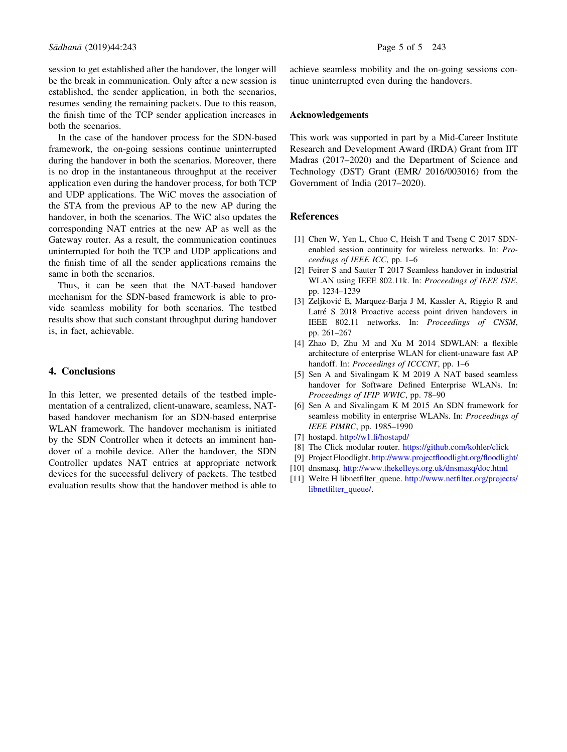session to get established after the handover, the longer will be the break in communication. Only after a new session is established, the sender application, in both the scenarios, resumes sending the remaining packets. Due to this reason, the finish time of the TCP sender application increases in both the scenarios.

In the case of the handover process for the SDN-based framework, the on-going sessions continue uninterrupted during the handover in both the scenarios. Moreover, there is no drop in the instantaneous throughput at the receiver application even during the handover process, for both TCP and UDP applications. The WiC moves the association of the STA from the previous AP to the new AP during the handover, in both the scenarios. The WiC also updates the corresponding NAT entries at the new AP as well as the Gateway router. As a result, the communication continues uninterrupted for both the TCP and UDP applications and the finish time of all the sender applications remains the same in both the scenarios.

Thus, it can be seen that the NAT-based handover mechanism for the SDN-based framework is able to provide seamless mobility for both scenarios. The testbed results show that such constant throughput during handover is, in fact, achievable.

## 4. Conclusions

In this letter, we presented details of the testbed implementation of a centralized, client-unaware, seamless, NAT-based handover mechanism for an SDN-based enterprise WLAN framework. The handover mechanism is initiated by the SDN Controller when it detects an imminent handover of a mobile device. After the handover, the SDN Controller updates NAT entries at appropriate network devices for the successful delivery of packets. The testbed evaluation results show that the handover method is able to achieve seamless mobility and the on-going sessions continue uninterrupted even during the handovers.

## Acknowledgements

This work was supported in part by a Mid-Career Institute Research and Development Award (IRDA) Grant from IIT Madras (2017–2020) and the Department of Science and Technology (DST) Grant (EMR/ 2016/003016) from the Government of India (2017–2020).

## References

[1] Chen W, Yen L, Chuo C, Heish T and Tseng C 2017 SDN-enabled session continuity for wireless networks. In: *Proceedings of IEEE ICC*, pp. 1–6

[2] Feirer S and Sauter T 2017 Seamless handover in industrial WLAN using IEEE 802.11k. In: *Proceedings of IEEE ISIE*, pp. 1234–1239

[3] Zeljković E, Marquez-Barja J M, Kassler A, Riggio R and Latré S 2018 Proactive access point driven handovers in IEEE 802.11 networks. In: *Proceedings of CNSM*, pp. 261–267

[4] Zhao D, Zhu M and Xu M 2014 SDWLAN: a flexible architecture of enterprise WLAN for client-unaware fast AP handoff. In: *Proceedings of ICCCNT*, pp. 1–6

[5] Sen A and Sivalingam K M 2019 A NAT based seamless handover for Software Defined Enterprise WLANs. In: *Proceedings of IFIP WWIC*, pp. 78–90

[6] Sen A and Sivalingam K M 2015 An SDN framework for seamless mobility in enterprise WLANs. In: *Proceedings of IEEE PIMRC*, pp. 1985–1990

[7] hostapd. http://w1.fi/hostapd/

[8] The Click modular router. https://github.com/kohler/click

[9] Project Floodlight. http://www.projectfloodlight.org/floodlight/

[10] dnsmasq. http://www.thekelleys.org.uk/dnsmasq/doc.html

[11] Welte H libnetfilter_queue. http://www.netfilter.org/projects/libnetfilter_queue/.